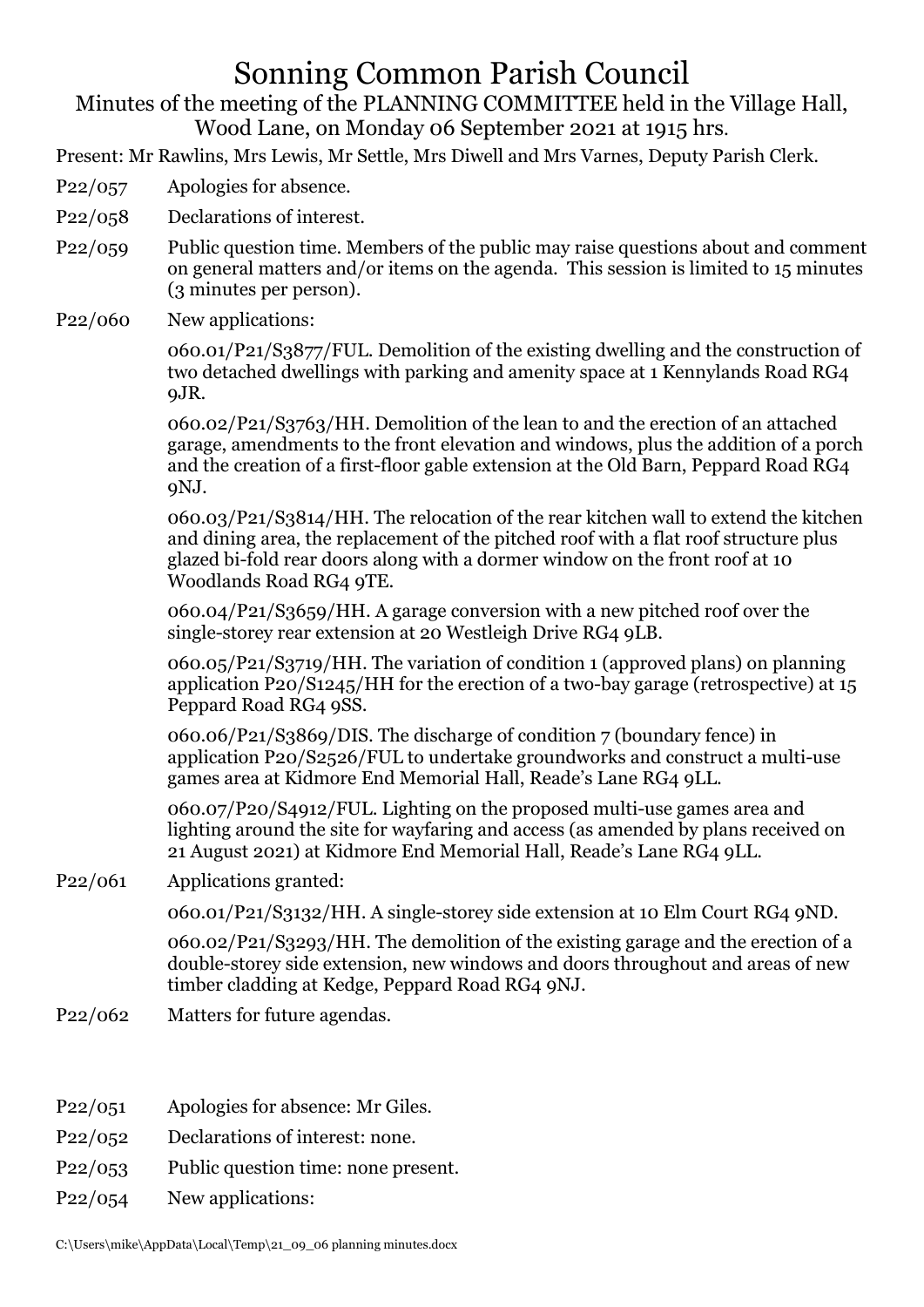# Sonning Common Parish Council

Minutes of the meeting of the PLANNING COMMITTEE held in the Village Hall, Wood Lane, on Monday 06 September 2021 at 1915 hrs.

Present: Mr Rawlins, Mrs Lewis, Mr Settle, Mrs Diwell and Mrs Varnes, Deputy Parish Clerk.

P22/057 Apologies for absence.

P22/058 Declarations of interest.

P22/059 Public question time. Members of the public may raise questions about and comment on general matters and/or items on the agenda. This session is limited to 15 minutes (3 minutes per person).

P22/060 New applications:

060.01/P21/S3877/FUL. Demolition of the existing dwelling and the construction of two detached dwellings with parking and amenity space at 1 Kennylands Road RG4 9JR.

060.02/P21/S3763/HH. Demolition of the lean to and the erection of an attached garage, amendments to the front elevation and windows, plus the addition of a porch and the creation of a first-floor gable extension at the Old Barn, Peppard Road RG4 9NJ.

060.03/P21/S3814/HH. The relocation of the rear kitchen wall to extend the kitchen and dining area, the replacement of the pitched roof with a flat roof structure plus glazed bi-fold rear doors along with a dormer window on the front roof at 10 Woodlands Road RG4 9TE.

060.04/P21/S3659/HH. A garage conversion with a new pitched roof over the single-storey rear extension at 20 Westleigh Drive RG4 9LB.

060.05/P21/S3719/HH. The variation of condition 1 (approved plans) on planning application P20/S1245/HH for the erection of a two-bay garage (retrospective) at 15 Peppard Road RG4 9SS.

060.06/P21/S3869/DIS. The discharge of condition 7 (boundary fence) in application P20/S2526/FUL to undertake groundworks and construct a multi-use games area at Kidmore End Memorial Hall, Reade's Lane RG4 9LL.

060.07/P20/S4912/FUL. Lighting on the proposed multi-use games area and lighting around the site for wayfaring and access (as amended by plans received on 21 August 2021) at Kidmore End Memorial Hall, Reade's Lane RG4 9LL.

P22/061 Applications granted:

060.01/P21/S3132/HH. A single-storey side extension at 10 Elm Court RG4 9ND.

060.02/P21/S3293/HH. The demolition of the existing garage and the erection of a double-storey side extension, new windows and doors throughout and areas of new timber cladding at Kedge, Peppard Road RG4 9NJ.

P22/062 Matters for future agendas.

P22/051 Apologies for absence: Mr Giles.

P22/052 Declarations of interest: none.

P22/053 Public question time: none present.

P22/054 New applications:

C:\Users\mike\AppData\Local\Temp\21_09_06 planning minutes.docx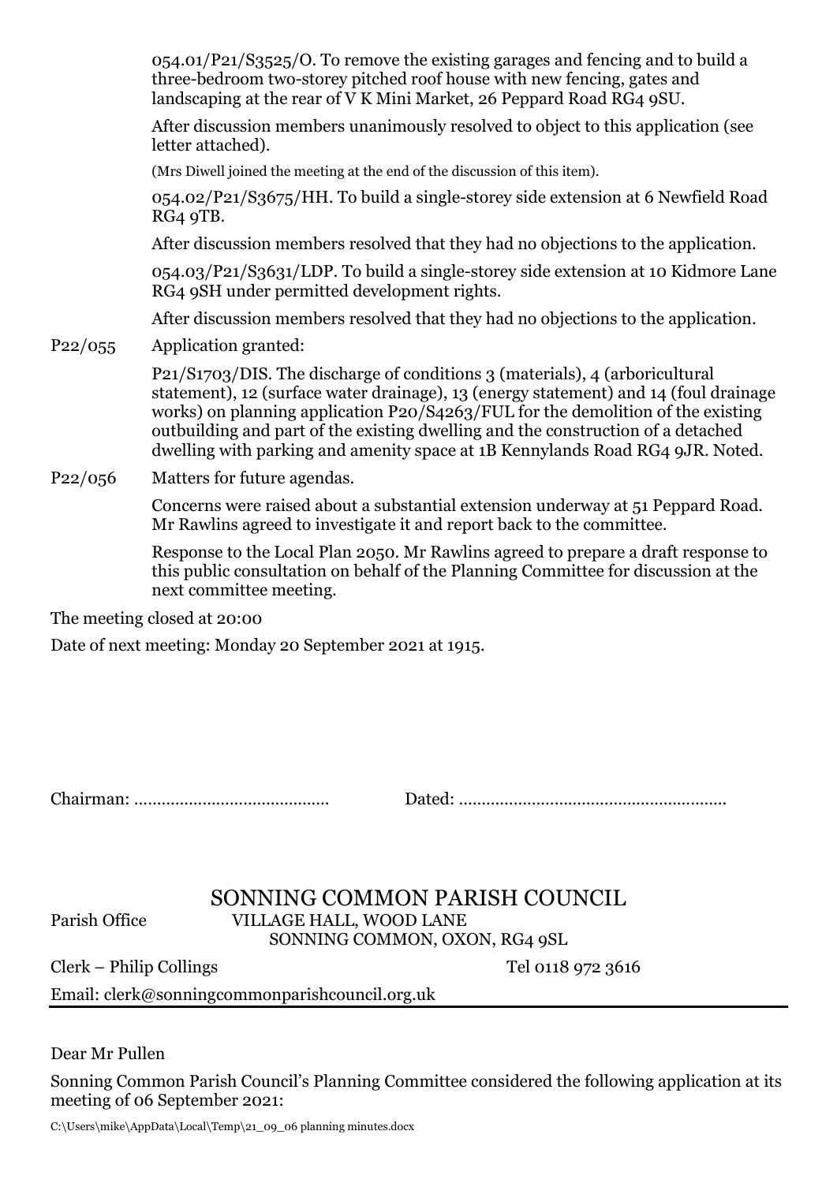054.01/P21/S3525/O. To remove the existing garages and fencing and to build a three-bedroom two-storey pitched roof house with new fencing, gates and landscaping at the rear of V K Mini Market, 26 Peppard Road RG4 9SU.

After discussion members unanimously resolved to object to this application (see letter attached).

(Mrs Diwell joined the meeting at the end of the discussion of this item).

054.02/P21/S3675/HH. To build a single-storey side extension at 6 Newfield Road RG4 9TB.

After discussion members resolved that they had no objections to the application.

054.03/P21/S3631/LDP. To build a single-storey side extension at 10 Kidmore Lane RG4 9SH under permitted development rights.

After discussion members resolved that they had no objections to the application.

P22/055 Application granted:

P21/S1703/DIS. The discharge of conditions 3 (materials), 4 (arboricultural statement), 12 (surface water drainage), 13 (energy statement) and 14 (foul drainage works) on planning application P20/S4263/FUL for the demolition of the existing outbuilding and part of the existing dwelling and the construction of a detached dwelling with parking and amenity space at 1B Kennylands Road RG4 9JR. Noted.

P22/056 Matters for future agendas.

Concerns were raised about a substantial extension underway at 51 Peppard Road. Mr Rawlins agreed to investigate it and report back to the committee.

Response to the Local Plan 2050. Mr Rawlins agreed to prepare a draft response to this public consultation on behalf of the Planning Committee for discussion at the next committee meeting.

The meeting closed at 20:00

Date of next meeting: Monday 20 September 2021 at 1915.

Chairman: ........................................ Dated: ........................................................

# SONNING COMMON PARISH COUNCIL

Parish Office VILLAGE HALL, WOOD LANE
SONNING COMMON, OXON, RG4 9SL

Clerk – Philip Collings Tel 0118 972 3616

Email: clerk@sonningcommonparishcouncil.org.uk

Dear Mr Pullen

Sonning Common Parish Council's Planning Committee considered the following application at its meeting of 06 September 2021:

C:\Users\mike\AppData\Local\Temp\21_09_06 planning minutes.docx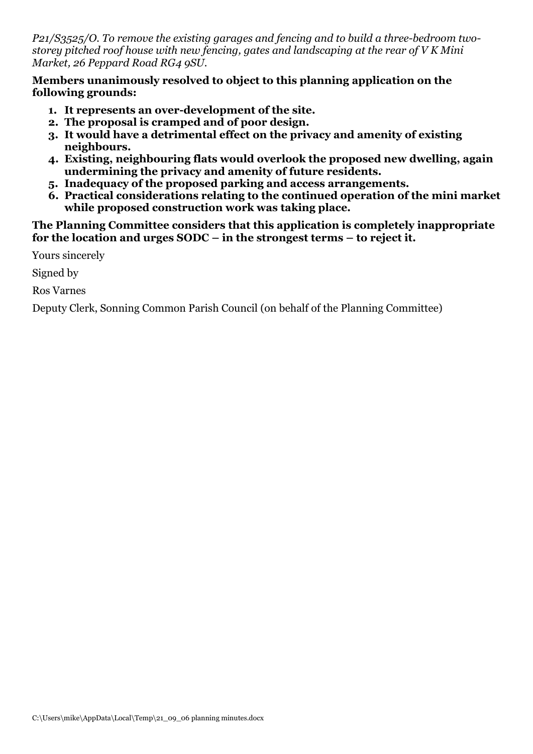*P21/S3525/O. To remove the existing garages and fencing and to build a three-bedroom two-storey pitched roof house with new fencing, gates and landscaping at the rear of V K Mini Market, 26 Peppard Road RG4 9SU.*

**Members unanimously resolved to object to this planning application on the following grounds:**

1. **It represents an over-development of the site.**
2. **The proposal is cramped and of poor design.**
3. **It would have a detrimental effect on the privacy and amenity of existing neighbours.**
4. **Existing, neighbouring flats would overlook the proposed new dwelling, again undermining the privacy and amenity of future residents.**
5. **Inadequacy of the proposed parking and access arrangements.**
6. **Practical considerations relating to the continued operation of the mini market while proposed construction work was taking place.**

**The Planning Committee considers that this application is completely inappropriate for the location and urges SODC – in the strongest terms – to reject it.**

Yours sincerely

Signed by

Ros Varnes

Deputy Clerk, Sonning Common Parish Council (on behalf of the Planning Committee)

C:\Users\mike\AppData\Local\Temp\21_09_06 planning minutes.docx